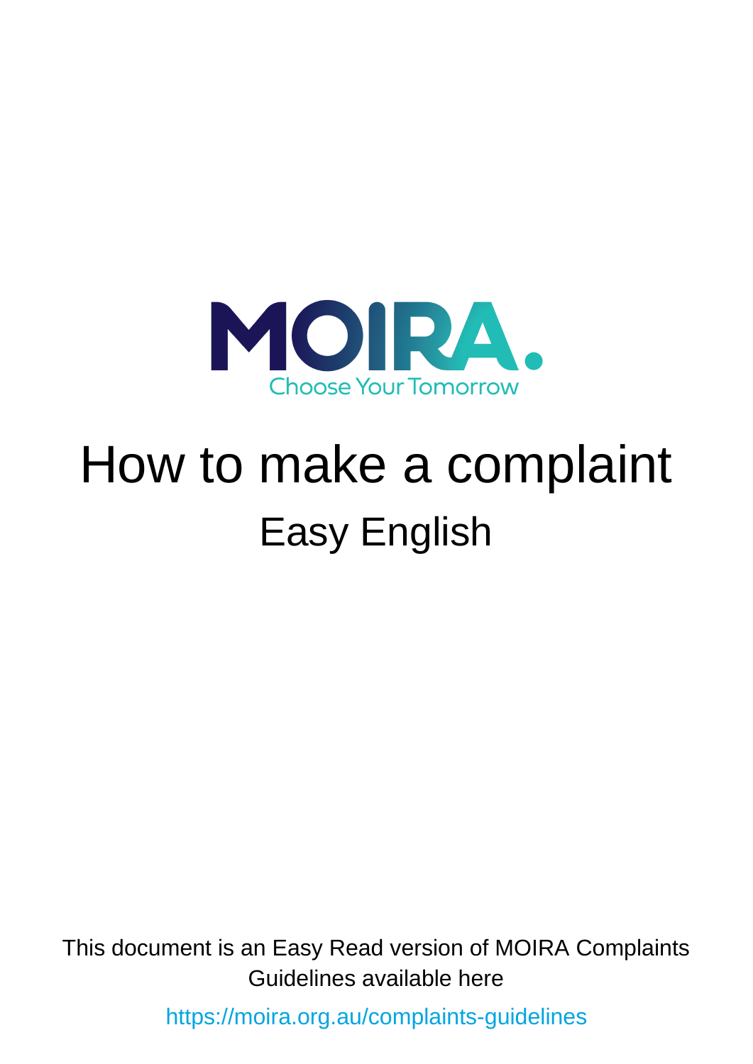MOIRA.

Choose Your Tomorrow

# How to make a complaint

## Easy English

This document is an Easy Read version of MOIRA Complaints Guidelines available here

https://moira.org.au/complaints-guidelines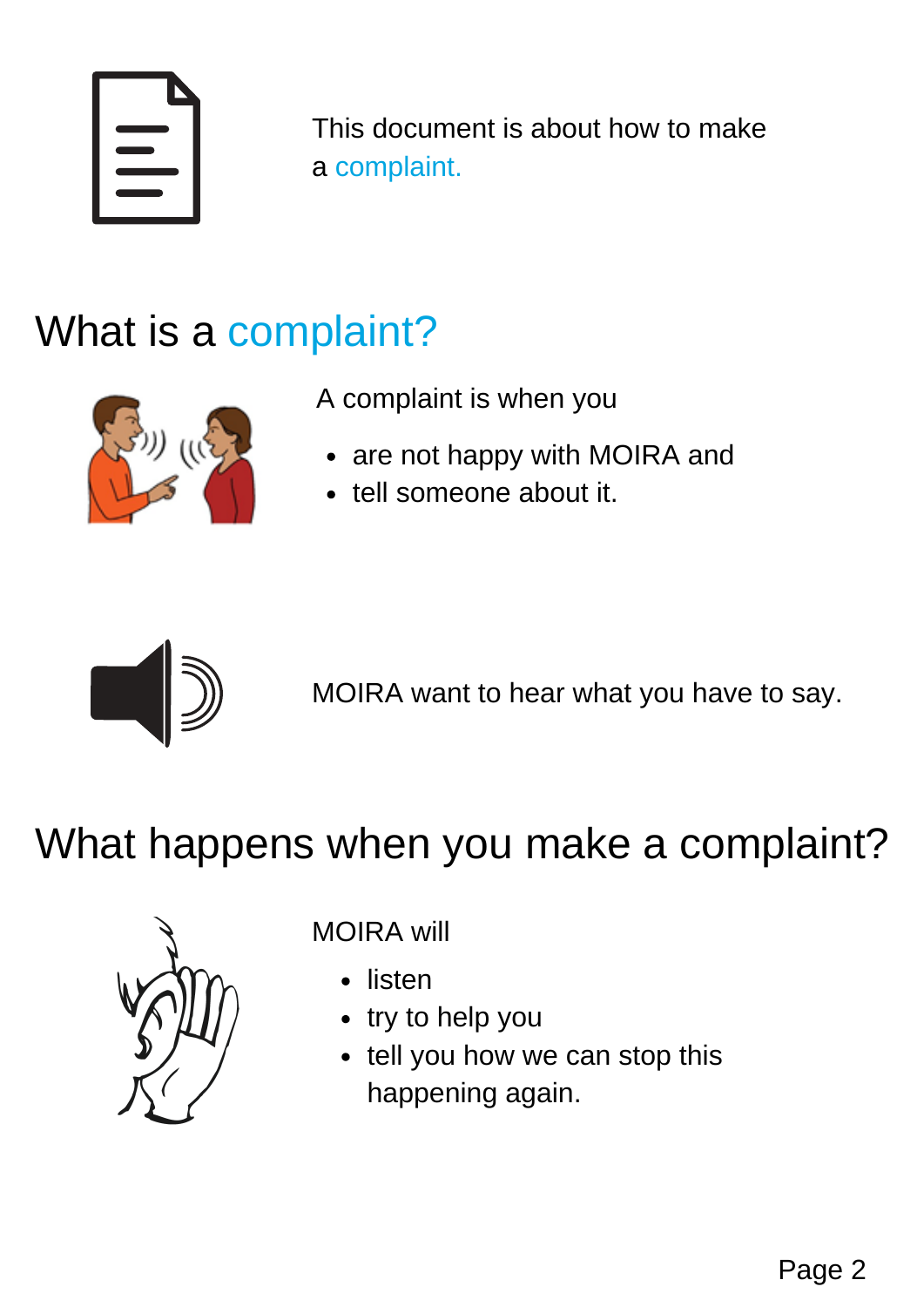This document is about how to make a complaint.

## What is a complaint?

A complaint is when you

- are not happy with MOIRA and
- tell someone about it.

MOIRA want to hear what you have to say.

## What happens when you make a complaint?

MOIRA will

- listen
- try to help you
- tell you how we can stop this happening again.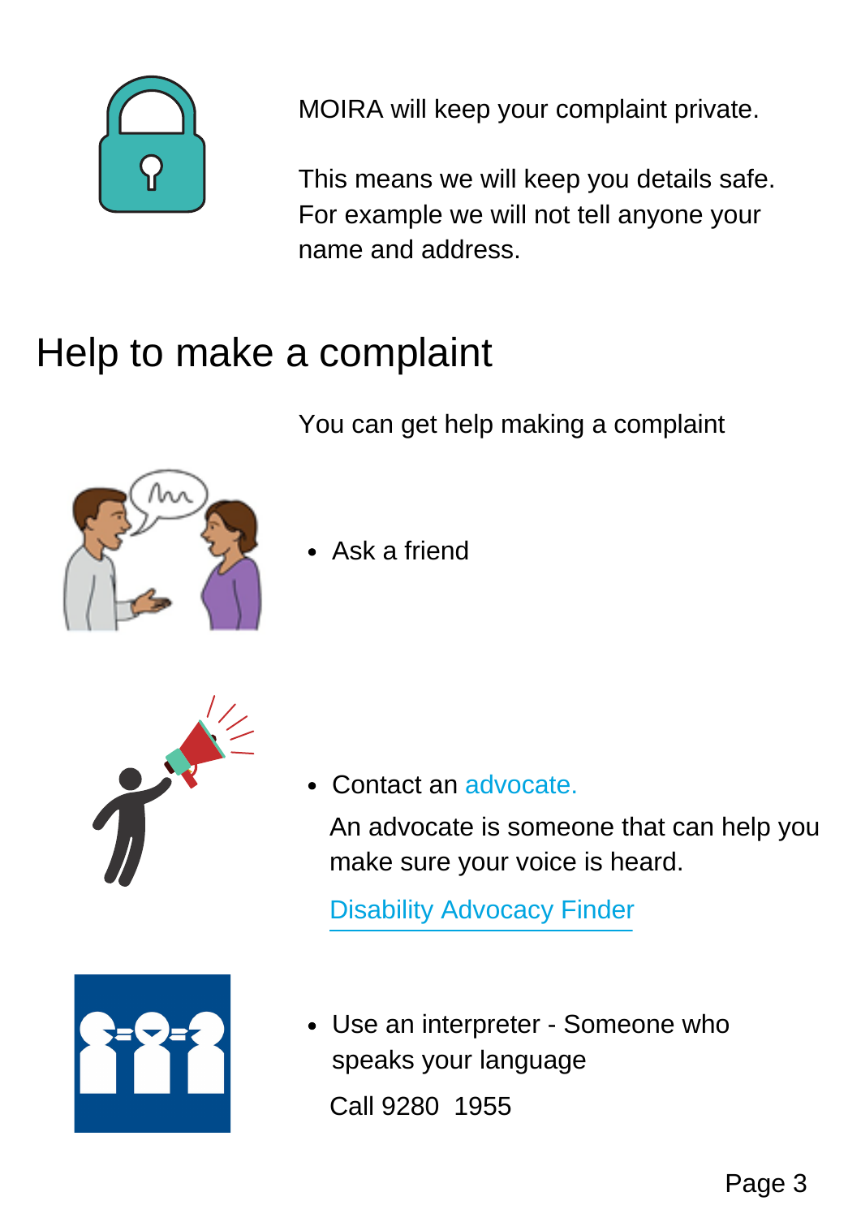MOIRA will keep your complaint private.

This means we will keep you details safe. For example we will not tell anyone your name and address.

## Help to make a complaint

You can get help making a complaint

- Ask a friend

- Contact an advocate.

  An advocate is someone that can help you make sure your voice is heard.

  Disability Advocacy Finder

- Use an interpreter - Someone who speaks your language

  Call 9280 1955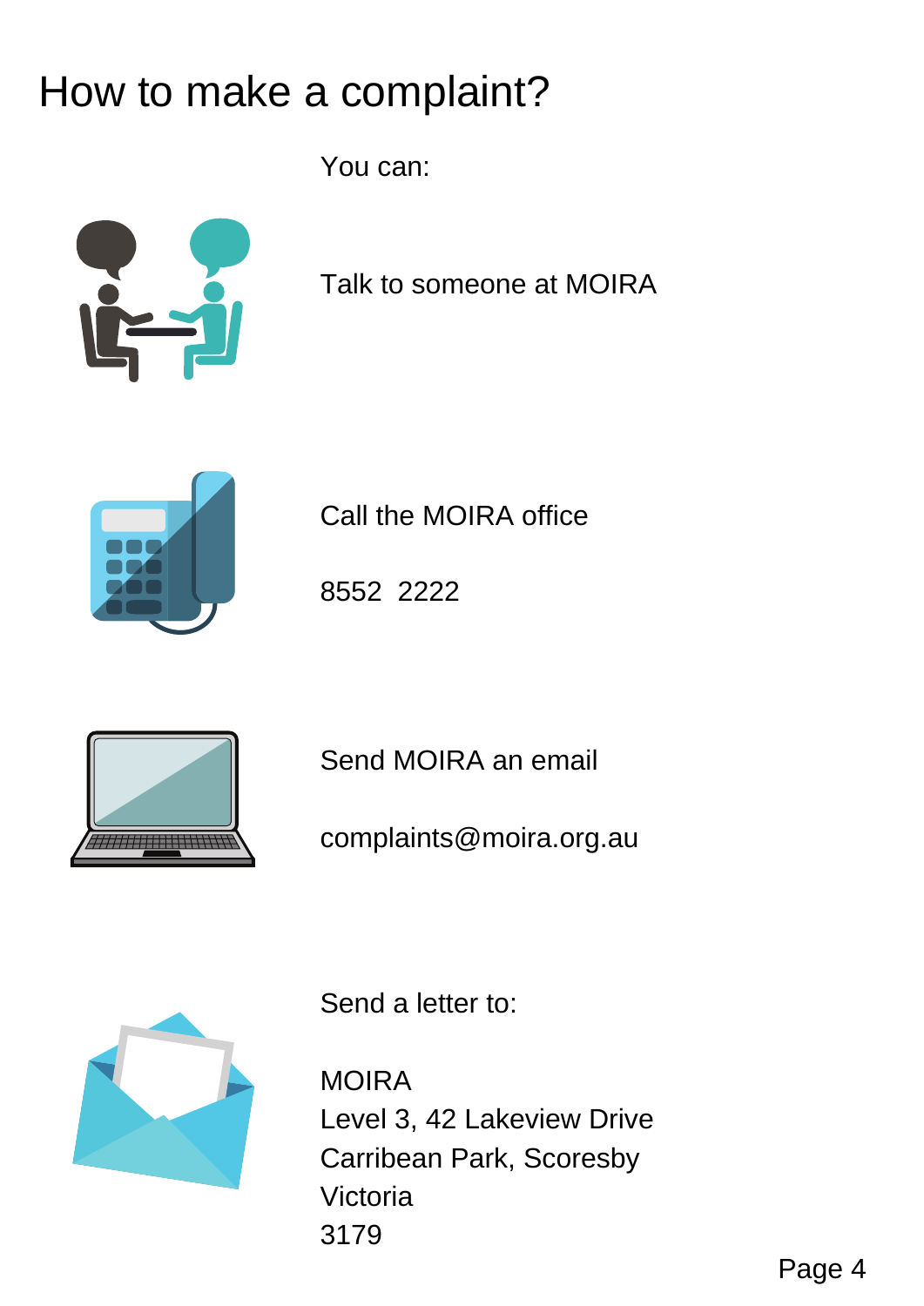# How to make a complaint?

You can:

Talk to someone at MOIRA

Call the MOIRA office

8552 2222

Send MOIRA an email

complaints@moira.org.au

Send a letter to:

MOIRA
Level 3, 42 Lakeview Drive
Carribean Park, Scoresby
Victoria
3179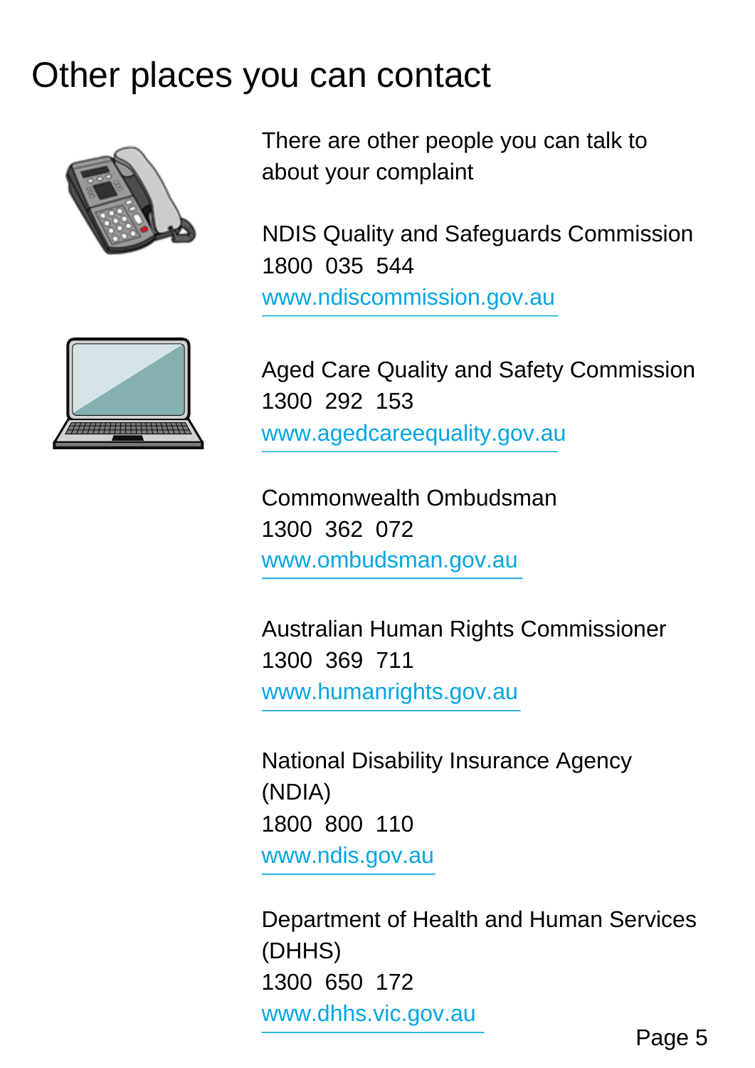# Other places you can contact

There are other people you can talk to about your complaint

NDIS Quality and Safeguards Commission
1800 035 544
www.ndiscommission.gov.au

Aged Care Quality and Safety Commission
1300 292 153
www.agedcarequality.gov.au

Commonwealth Ombudsman
1300 362 072
www.ombudsman.gov.au

Australian Human Rights Commissioner
1300 369 711
www.humanrights.gov.au

National Disability Insurance Agency (NDIA)
1800 800 110
www.ndis.gov.au

Department of Health and Human Services (DHHS)
1300 650 172
www.dhhs.vic.gov.au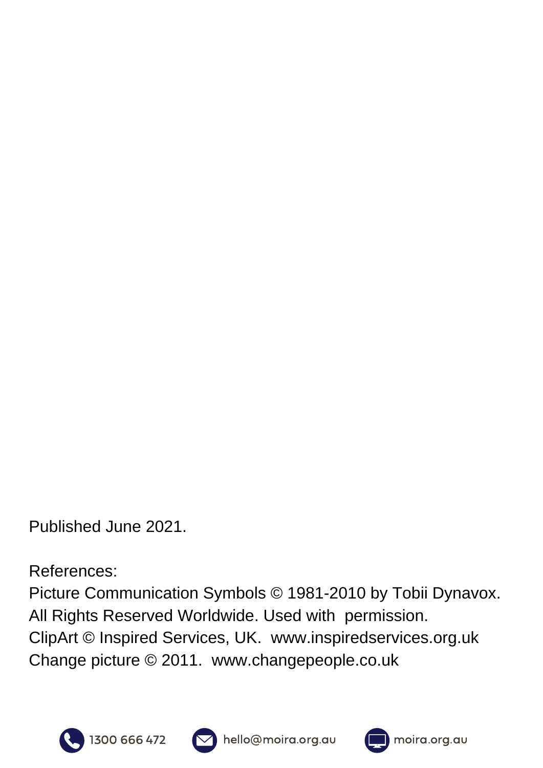Published June 2021.

References:
Picture Communication Symbols © 1981-2010 by Tobii Dynavox.
All Rights Reserved Worldwide. Used with permission.
ClipArt © Inspired Services, UK. www.inspiredservices.org.uk
Change picture © 2011. www.changepeople.co.uk

1300 666 472 hello@moira.org.au moira.org.au